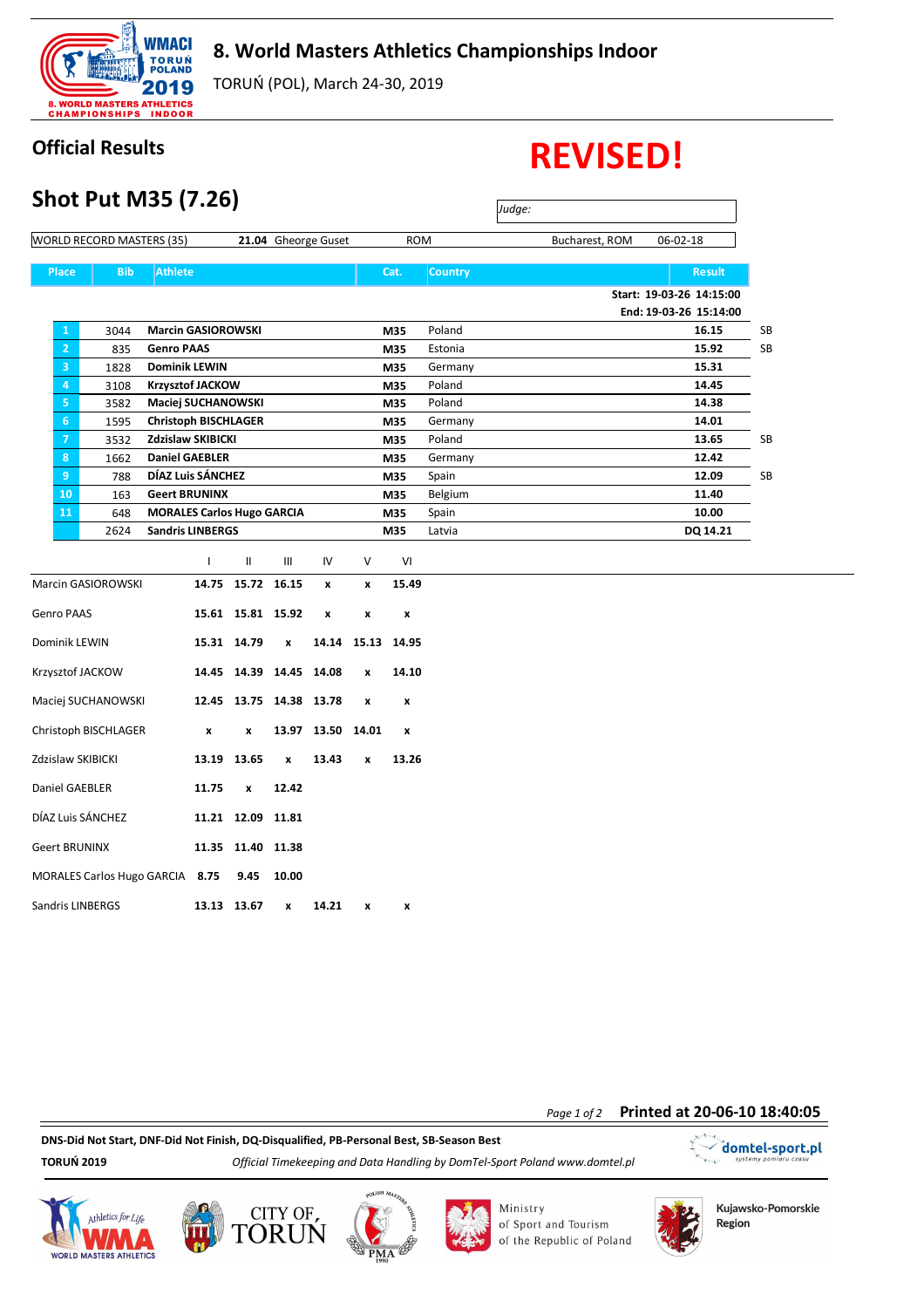# 8. World Masters Athletics Championships Indoor

TORUŃ (POL), March 24-30, 2019

## Official Results

# REVISED!

## Shot Put M35 (7.26)

Judge:

| WORLD RECORD MASTERS (35) | 21.04 | Gheorge Guset | ROM | Bucharest, ROM | 06-02-18 |
|---|---|---|---|---|---|

Start: 19-03-26 14:15:00
End: 19-03-26 15:14:00

| Place | Bib | Athlete | Cat. | Country | Result | |
|---|---|---|---|---|---|---|
| 1 | 3044 | **Marcin GASIOROWSKI** | M35 | Poland | 16.15 | SB |
| 2 | 835 | **Genro PAAS** | M35 | Estonia | 15.92 | SB |
| 3 | 1828 | **Dominik LEWIN** | M35 | Germany | 15.31 | |
| 4 | 3108 | **Krzysztof JACKOW** | M35 | Poland | 14.45 | |
| 5 | 3582 | **Maciej SUCHANOWSKI** | M35 | Poland | 14.38 | |
| 6 | 1595 | **Christoph BISCHLAGER** | M35 | Germany | 14.01 | |
| 7 | 3532 | **Zdzislaw SKIBICKI** | M35 | Poland | 13.65 | SB |
| 8 | 1662 | **Daniel GAEBLER** | M35 | Germany | 12.42 | |
| 9 | 788 | **DÍAZ Luis SÁNCHEZ** | M35 | Spain | 12.09 | SB |
| 10 | 163 | **Geert BRUNINX** | M35 | Belgium | 11.40 | |
| 11 | 648 | **MORALES Carlos Hugo GARCIA** | M35 | Spain | 10.00 | |
| | 2624 | **Sandris LINBERGS** | M35 | Latvia | DQ 14.21 | |

| | I | II | III | IV | V | VI |
|---|---|---|---|---|---|---|
| Marcin GASIOROWSKI | 14.75 | 15.72 | 16.15 | x | x | 15.49 |
| Genro PAAS | 15.61 | 15.81 | 15.92 | x | x | x |
| Dominik LEWIN | 15.31 | 14.79 | x | 14.14 | 15.13 | 14.95 |
| Krzysztof JACKOW | 14.45 | 14.39 | 14.45 | 14.08 | x | 14.10 |
| Maciej SUCHANOWSKI | 12.45 | 13.75 | 14.38 | 13.78 | x | x |
| Christoph BISCHLAGER | x | x | 13.97 | 13.50 | 14.01 | x |
| Zdzislaw SKIBICKI | 13.19 | 13.65 | x | 13.43 | x | 13.26 |
| Daniel GAEBLER | 11.75 | x | 12.42 | | | |
| DÍAZ Luis SÁNCHEZ | 11.21 | 12.09 | 11.81 | | | |
| Geert BRUNINX | 11.35 | 11.40 | 11.38 | | | |
| MORALES Carlos Hugo GARCIA | 8.75 | 9.45 | 10.00 | | | |
| Sandris LINBERGS | 13.13 | 13.67 | x | 14.21 | x | x |

Printed at 20-06-10 18:40:05

DNS-Did Not Start, DNF-Did Not Finish, DQ-Disqualified, PB-Personal Best, SB-Season Best

TORUŃ 2019 — *Official Timekeeping and Data Handling by DomTel-Sport Poland www.domtel.pl*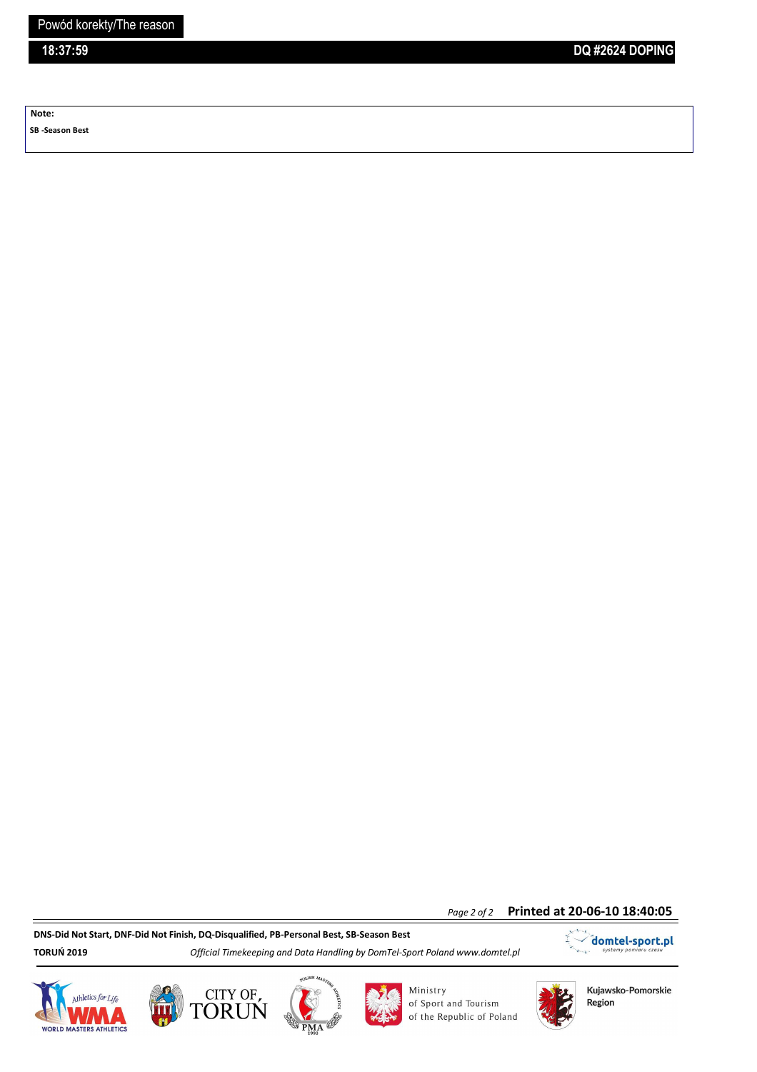Powód korekty/The reason

| 18:37:59 | DQ #2624 DOPING |
|---|---|

**Note:**

**SB -Season Best**